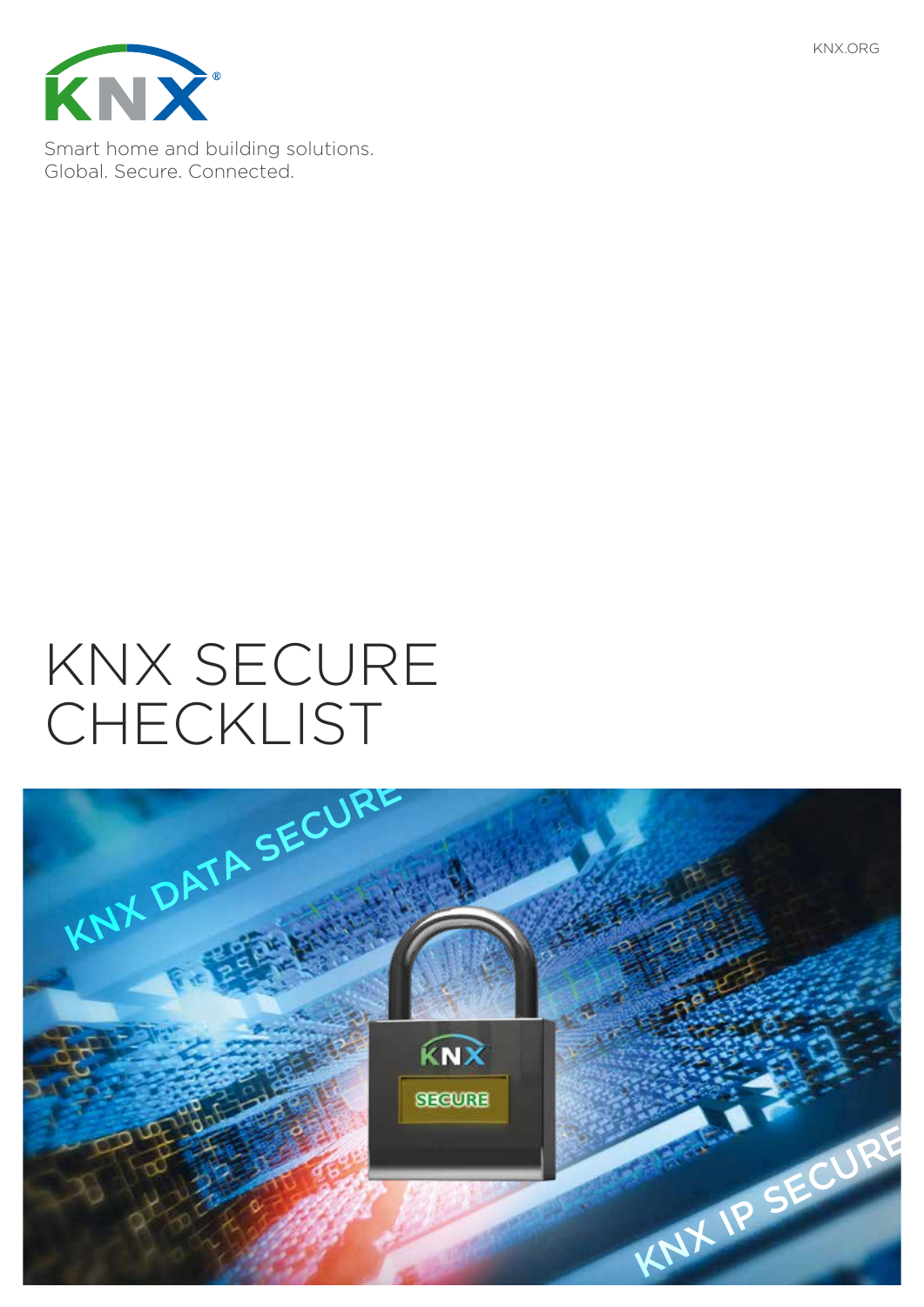KNX.ORG

Smart home and building solutions.
Global. Secure. Connected.

# KNX SECURE CHECKLIST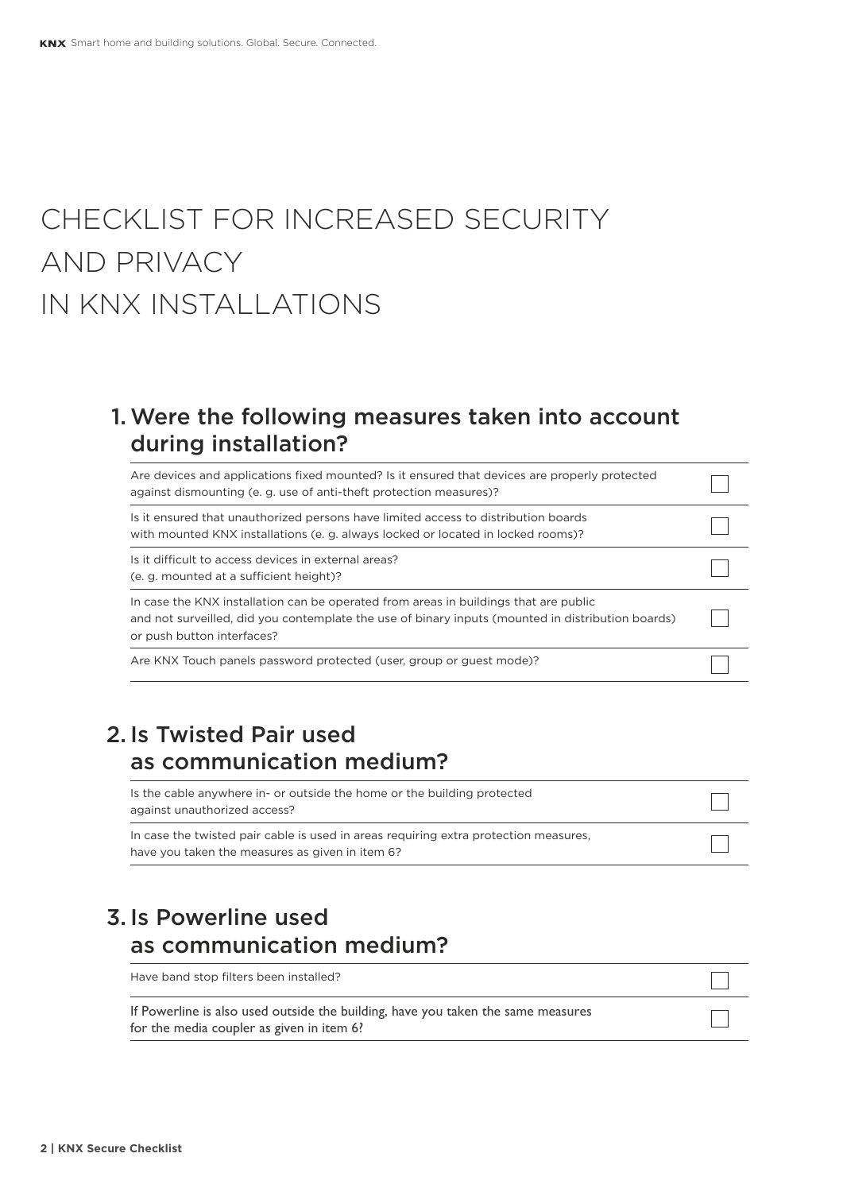# CHECKLIST FOR INCREASED SECURITY AND PRIVACY IN KNX INSTALLATIONS

## 1. Were the following measures taken into account during installation?

| | |
|---|---|
| Are devices and applications fixed mounted? Is it ensured that devices are properly protected against dismounting (e. g. use of anti-theft protection measures)? | ☐ |
| Is it ensured that unauthorized persons have limited access to distribution boards with mounted KNX installations (e. g. always locked or located in locked rooms)? | ☐ |
| Is it difficult to access devices in external areas? (e. g. mounted at a sufficient height)? | ☐ |
| In case the KNX installation can be operated from areas in buildings that are public and not surveilled, did you contemplate the use of binary inputs (mounted in distribution boards) or push button interfaces? | ☐ |
| Are KNX Touch panels password protected (user, group or guest mode)? | ☐ |

## 2. Is Twisted Pair used as communication medium?

| | |
|---|---|
| Is the cable anywhere in- or outside the home or the building protected against unauthorized access? | ☐ |
| In case the twisted pair cable is used in areas requiring extra protection measures, have you taken the measures as given in item 6? | ☐ |

## 3. Is Powerline used as communication medium?

| | |
|---|---|
| Have band stop filters been installed? | ☐ |
| If Powerline is also used outside the building, have you taken the same measures for the media coupler as given in item 6? | ☐ |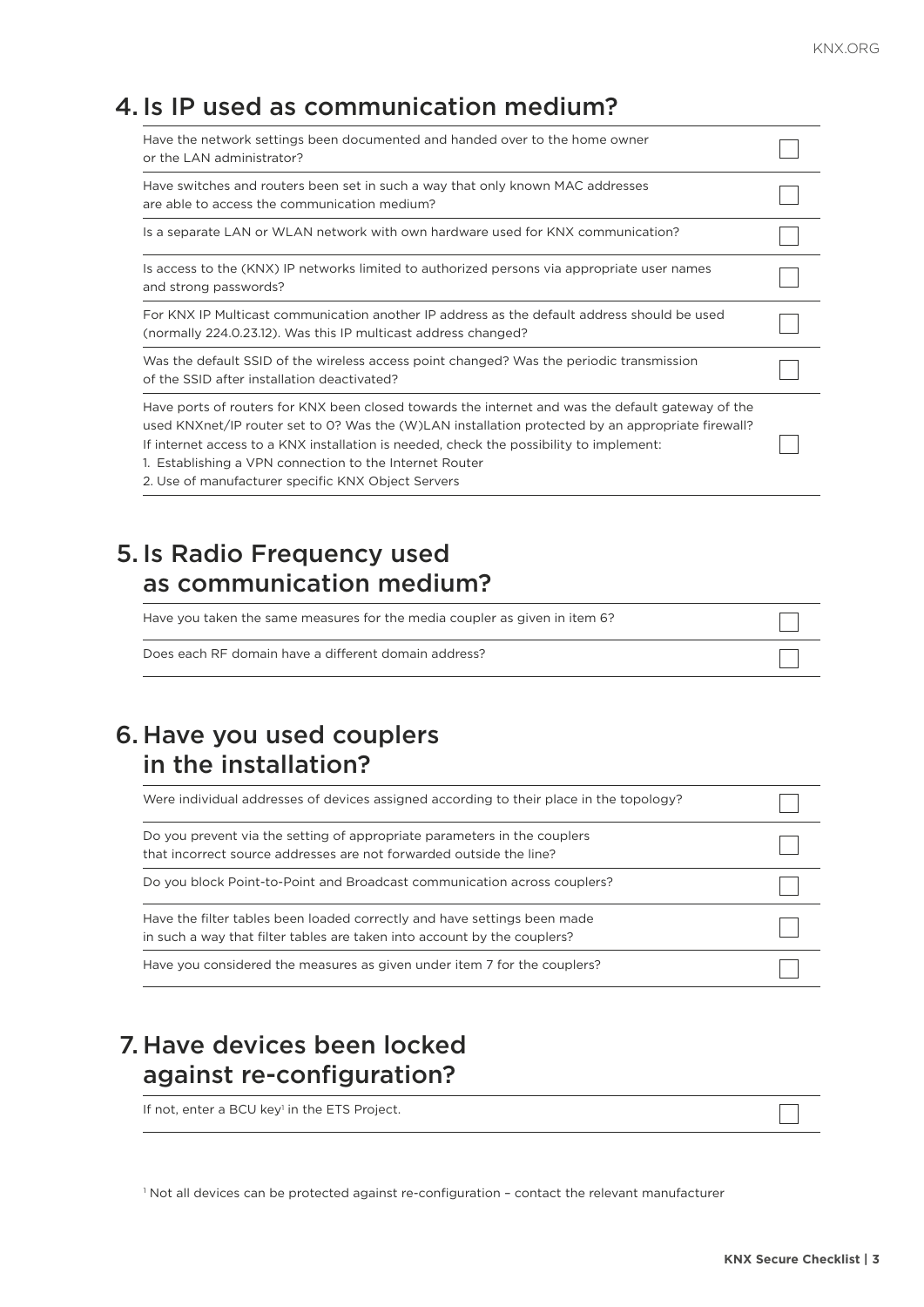## 4. Is IP used as communication medium?

| | |
|---|---|
| Have the network settings been documented and handed over to the home owner or the LAN administrator? | ☐ |
| Have switches and routers been set in such a way that only known MAC addresses are able to access the communication medium? | ☐ |
| Is a separate LAN or WLAN network with own hardware used for KNX communication? | ☐ |
| Is access to the (KNX) IP networks limited to authorized persons via appropriate user names and strong passwords? | ☐ |
| For KNX IP Multicast communication another IP address as the default address should be used (normally 224.0.23.12). Was this IP multicast address changed? | ☐ |
| Was the default SSID of the wireless access point changed? Was the periodic transmission of the SSID after installation deactivated? | ☐ |
| Have ports of routers for KNX been closed towards the internet and was the default gateway of the used KNXnet/IP router set to 0? Was the (W)LAN installation protected by an appropriate firewall? If internet access to a KNX installation is needed, check the possibility to implement:<br>1. Establishing a VPN connection to the Internet Router<br>2. Use of manufacturer specific KNX Object Servers | ☐ |

## 5. Is Radio Frequency used as communication medium?

| | |
|---|---|
| Have you taken the same measures for the media coupler as given in item 6? | ☐ |
| Does each RF domain have a different domain address? | ☐ |

## 6. Have you used couplers in the installation?

| | |
|---|---|
| Were individual addresses of devices assigned according to their place in the topology? | ☐ |
| Do you prevent via the setting of appropriate parameters in the couplers that incorrect source addresses are not forwarded outside the line? | ☐ |
| Do you block Point-to-Point and Broadcast communication across couplers? | ☐ |
| Have the filter tables been loaded correctly and have settings been made in such a way that filter tables are taken into account by the couplers? | ☐ |
| Have you considered the measures as given under item 7 for the couplers? | ☐ |

## 7. Have devices been locked against re-configuration?

| | |
|---|---|
| If not, enter a BCU key[1] in the ETS Project. | ☐ |

[1] Not all devices can be protected against re-configuration – contact the relevant manufacturer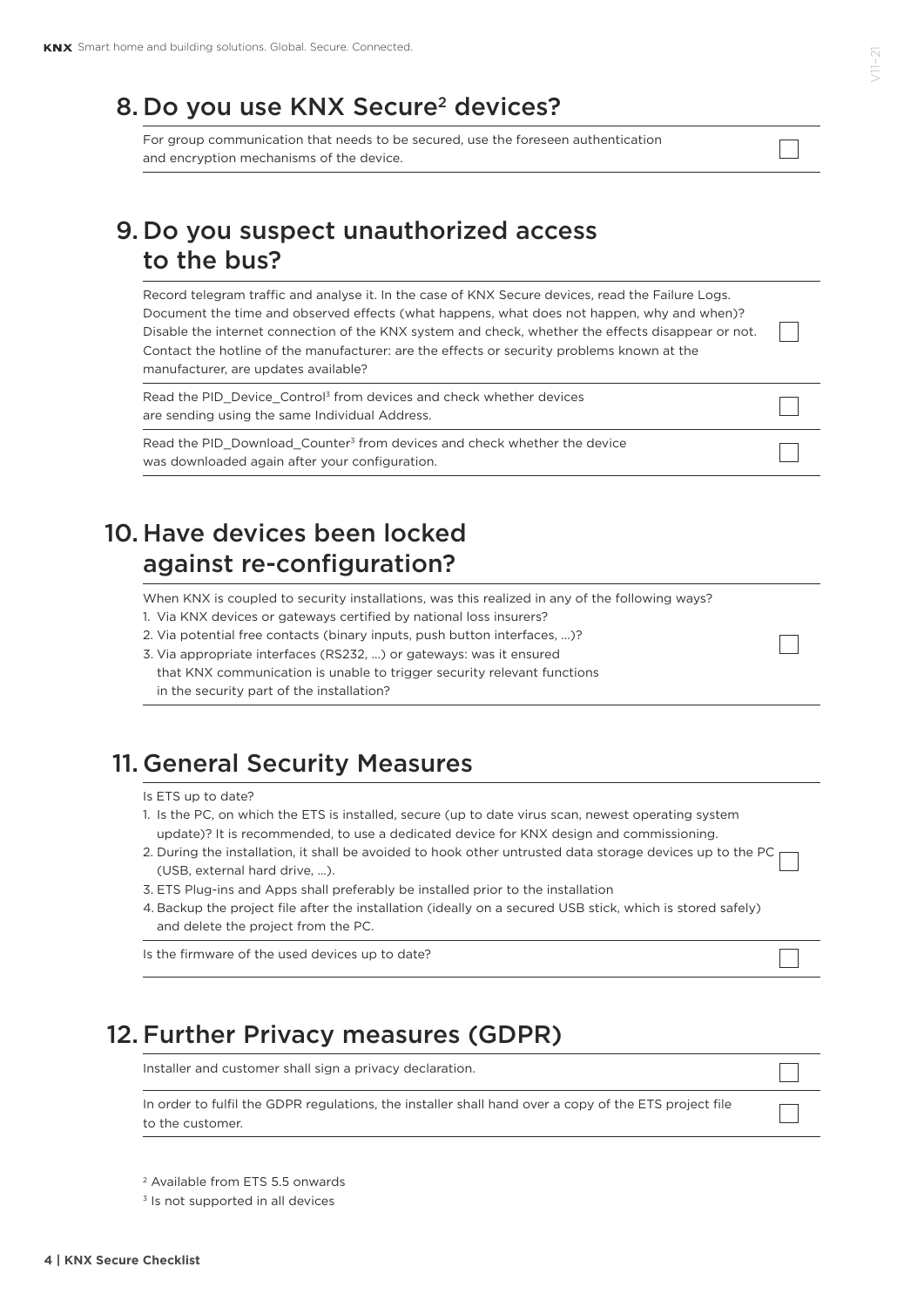## 8. Do you use KNX Secure[2] devices?

For group communication that needs to be secured, use the foreseen authentication and encryption mechanisms of the device.

## 9. Do you suspect unauthorized access to the bus?

Record telegram traffic and analyse it. In the case of KNX Secure devices, read the Failure Logs. Document the time and observed effects (what happens, what does not happen, why and when)? Disable the internet connection of the KNX system and check, whether the effects disappear or not. Contact the hotline of the manufacturer: are the effects or security problems known at the manufacturer, are updates available?

Read the PID_Device_Control[3] from devices and check whether devices are sending using the same Individual Address.

Read the PID_Download_Counter[3] from devices and check whether the device was downloaded again after your configuration.

## 10. Have devices been locked against re-configuration?

When KNX is coupled to security installations, was this realized in any of the following ways?

1. Via KNX devices or gateways certified by national loss insurers?
2. Via potential free contacts (binary inputs, push button interfaces, ...)?
3. Via appropriate interfaces (RS232, ...) or gateways: was it ensured that KNX communication is unable to trigger security relevant functions in the security part of the installation?

## 11. General Security Measures

Is ETS up to date?

1. Is the PC, on which the ETS is installed, secure (up to date virus scan, newest operating system update)? It is recommended, to use a dedicated device for KNX design and commissioning.
2. During the installation, it shall be avoided to hook other untrusted data storage devices up to the PC (USB, external hard drive, ...).
3. ETS Plug-ins and Apps shall preferably be installed prior to the installation
4. Backup the project file after the installation (ideally on a secured USB stick, which is stored safely) and delete the project from the PC.

Is the firmware of the used devices up to date?

## 12. Further Privacy measures (GDPR)

Installer and customer shall sign a privacy declaration.

In order to fulfil the GDPR regulations, the installer shall hand over a copy of the ETS project file to the customer.

[2] Available from ETS 5.5 onwards

[3] Is not supported in all devices